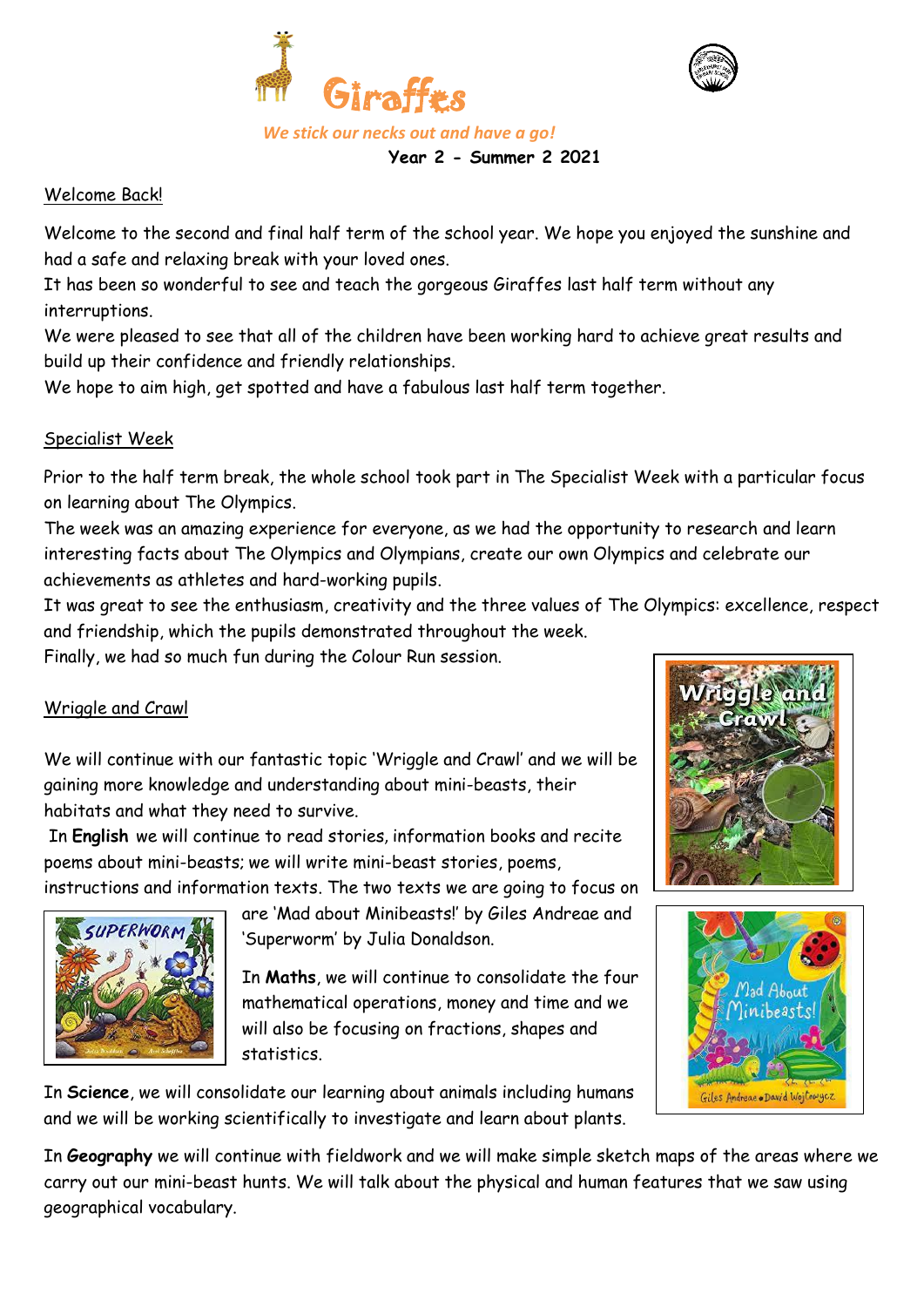# Giraffes

*We stick our necks out and have a go!*

**Year 2 - Summer 2 2021**

## Welcome Back!

Welcome to the second and final half term of the school year. We hope you enjoyed the sunshine and had a safe and relaxing break with your loved ones.

It has been so wonderful to see and teach the gorgeous Giraffes last half term without any interruptions.

We were pleased to see that all of the children have been working hard to achieve great results and build up their confidence and friendly relationships.

We hope to aim high, get spotted and have a fabulous last half term together.

## Specialist Week

Prior to the half term break, the whole school took part in The Specialist Week with a particular focus on learning about The Olympics.

The week was an amazing experience for everyone, as we had the opportunity to research and learn interesting facts about The Olympics and Olympians, create our own Olympics and celebrate our achievements as athletes and hard-working pupils.

It was great to see the enthusiasm, creativity and the three values of The Olympics: excellence, respect and friendship, which the pupils demonstrated throughout the week.

Finally, we had so much fun during the Colour Run session.

## Wriggle and Crawl

We will continue with our fantastic topic 'Wriggle and Crawl' and we will be gaining more knowledge and understanding about mini-beasts, their habitats and what they need to survive.

In **English** we will continue to read stories, information books and recite poems about mini-beasts; we will write mini-beast stories, poems, instructions and information texts. The two texts we are going to focus on are 'Mad about Minibeasts!' by Giles Andreae and 'Superworm' by Julia Donaldson.

In **Maths**, we will continue to consolidate the four mathematical operations, money and time and we will also be focusing on fractions, shapes and statistics.

In **Science**, we will consolidate our learning about animals including humans and we will be working scientifically to investigate and learn about plants.

In **Geography** we will continue with fieldwork and we will make simple sketch maps of the areas where we carry out our mini-beast hunts. We will talk about the physical and human features that we saw using geographical vocabulary.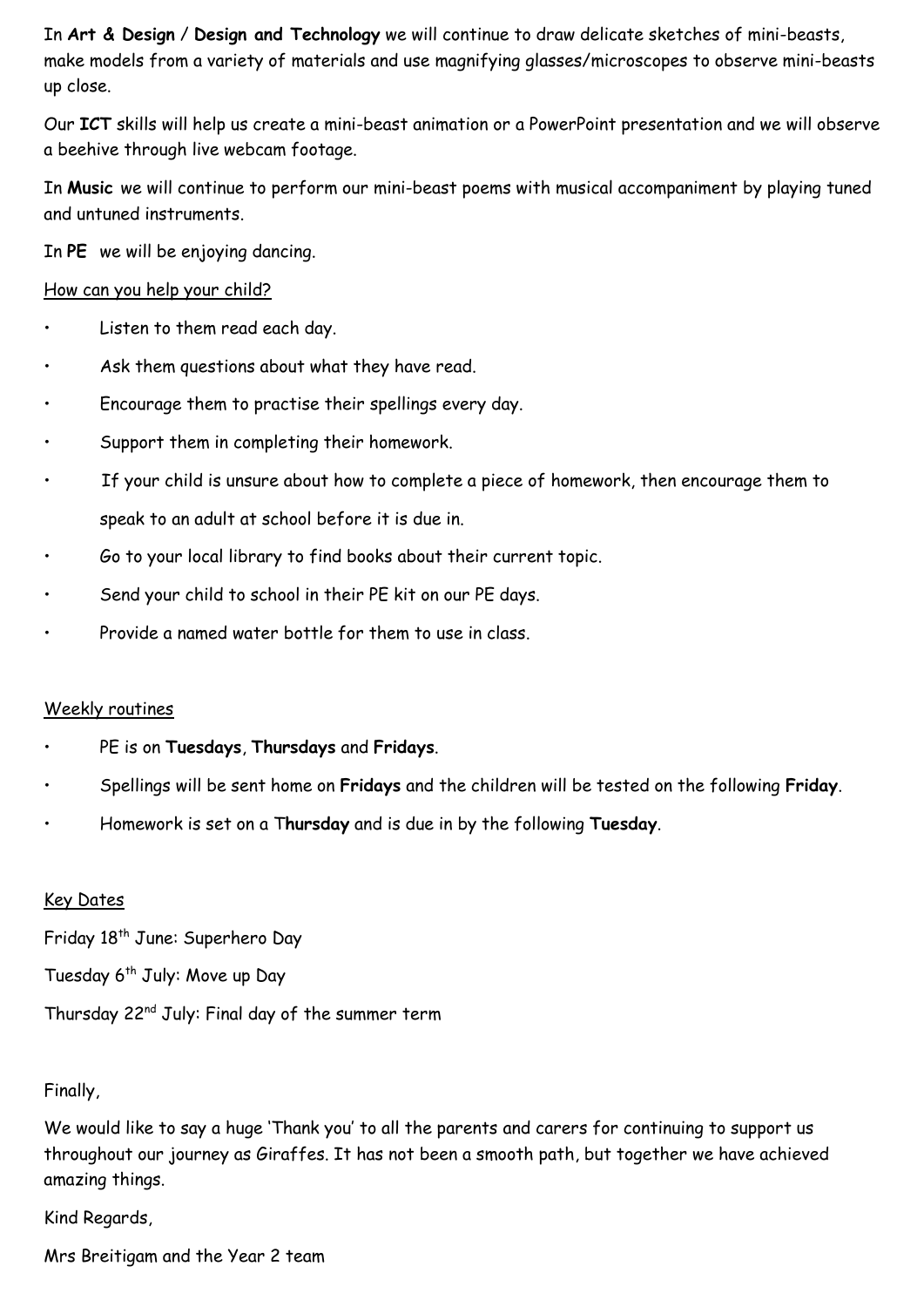In **Art & Design** / **Design and Technology** we will continue to draw delicate sketches of mini-beasts, make models from a variety of materials and use magnifying glasses/microscopes to observe mini-beasts up close.

Our **ICT** skills will help us create a mini-beast animation or a PowerPoint presentation and we will observe a beehive through live webcam footage.

In **Music** we will continue to perform our mini-beast poems with musical accompaniment by playing tuned and untuned instruments.

In **PE** we will be enjoying dancing.

How can you help your child?

- Listen to them read each day.
- Ask them questions about what they have read.
- Encourage them to practise their spellings every day.
- Support them in completing their homework.
- If your child is unsure about how to complete a piece of homework, then encourage them to speak to an adult at school before it is due in.
- Go to your local library to find books about their current topic.
- Send your child to school in their PE kit on our PE days.
- Provide a named water bottle for them to use in class.

Weekly routines

- PE is on **Tuesdays**, **Thursdays** and **Fridays**.
- Spellings will be sent home on **Fridays** and the children will be tested on the following **Friday**.
- Homework is set on a T**hursday** and is due in by the following **Tuesday**.

Key Dates

Friday 18th June: Superhero Day

Tuesday 6th July: Move up Day

Thursday 22nd July: Final day of the summer term

Finally,

We would like to say a huge 'Thank you' to all the parents and carers for continuing to support us throughout our journey as Giraffes. It has not been a smooth path, but together we have achieved amazing things.

Kind Regards,

Mrs Breitigam and the Year 2 team